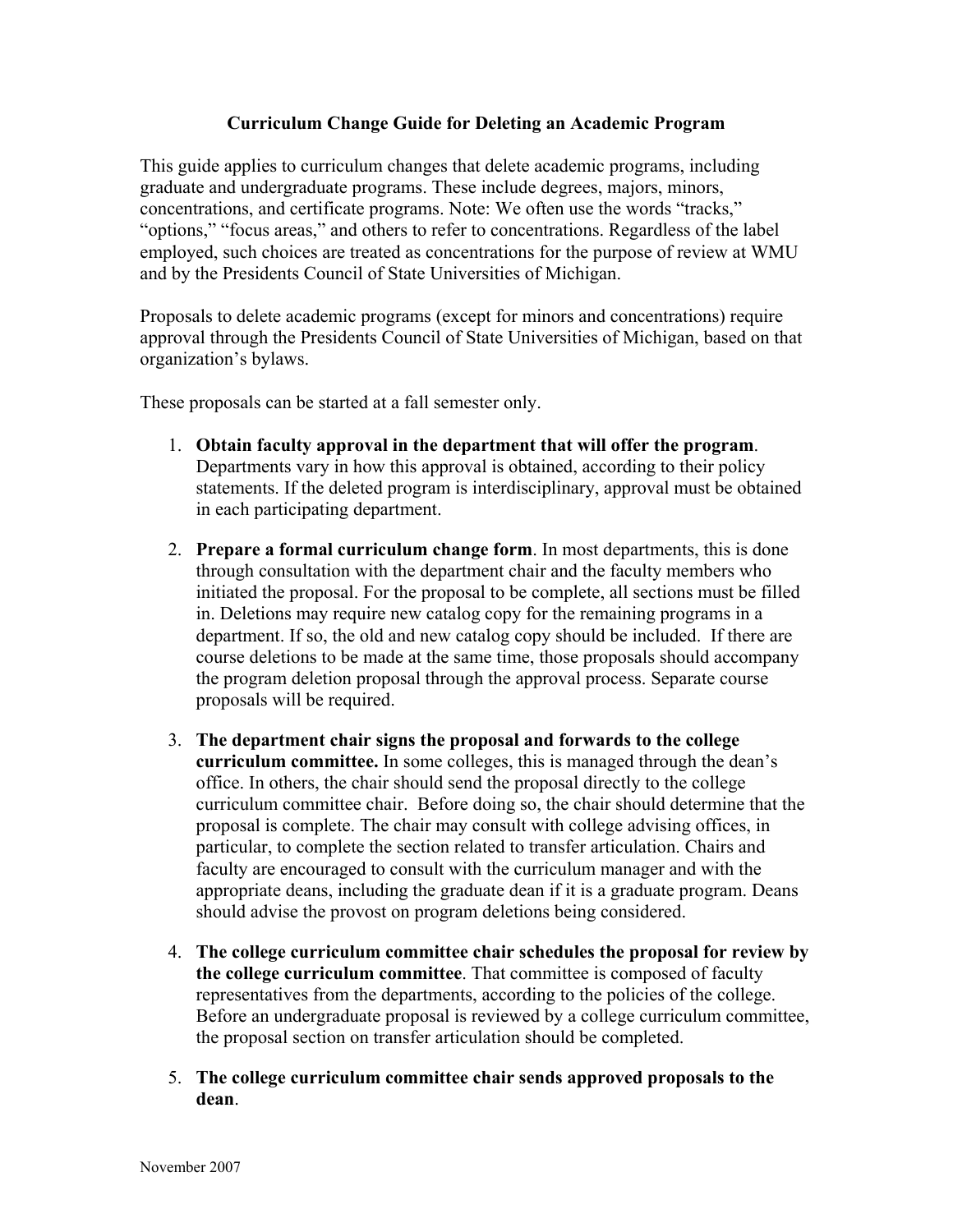# Curriculum Change Guide for Deleting an Academic Program

This guide applies to curriculum changes that delete academic programs, including graduate and undergraduate programs. These include degrees, majors, minors, concentrations, and certificate programs. Note: We often use the words "tracks," "options," "focus areas," and others to refer to concentrations. Regardless of the label employed, such choices are treated as concentrations for the purpose of review at WMU and by the Presidents Council of State Universities of Michigan.

Proposals to delete academic programs (except for minors and concentrations) require approval through the Presidents Council of State Universities of Michigan, based on that organization's bylaws.

These proposals can be started at a fall semester only.

1. **Obtain faculty approval in the department that will offer the program**. Departments vary in how this approval is obtained, according to their policy statements. If the deleted program is interdisciplinary, approval must be obtained in each participating department.

2. **Prepare a formal curriculum change form**. In most departments, this is done through consultation with the department chair and the faculty members who initiated the proposal. For the proposal to be complete, all sections must be filled in. Deletions may require new catalog copy for the remaining programs in a department. If so, the old and new catalog copy should be included. If there are course deletions to be made at the same time, those proposals should accompany the program deletion proposal through the approval process. Separate course proposals will be required.

3. **The department chair signs the proposal and forwards to the college curriculum committee.** In some colleges, this is managed through the dean's office. In others, the chair should send the proposal directly to the college curriculum committee chair. Before doing so, the chair should determine that the proposal is complete. The chair may consult with college advising offices, in particular, to complete the section related to transfer articulation. Chairs and faculty are encouraged to consult with the curriculum manager and with the appropriate deans, including the graduate dean if it is a graduate program. Deans should advise the provost on program deletions being considered.

4. **The college curriculum committee chair schedules the proposal for review by the college curriculum committee**. That committee is composed of faculty representatives from the departments, according to the policies of the college. Before an undergraduate proposal is reviewed by a college curriculum committee, the proposal section on transfer articulation should be completed.

5. **The college curriculum committee chair sends approved proposals to the dean**.

November 2007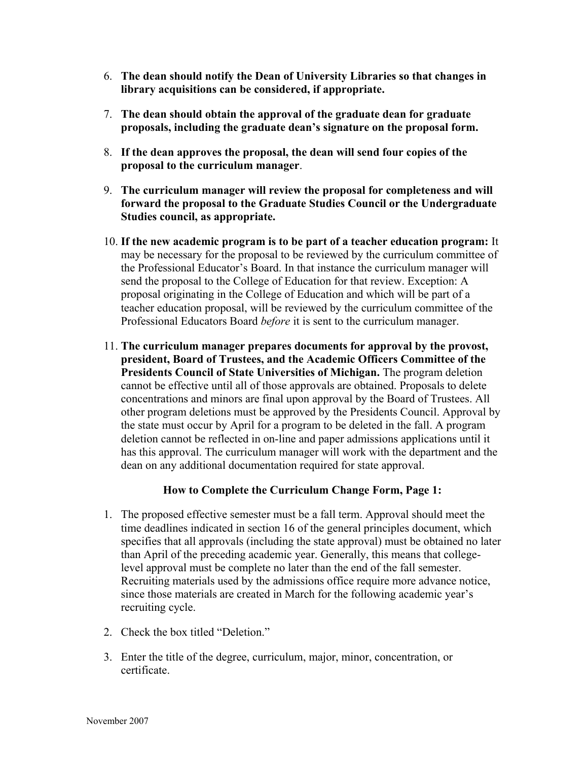6. **The dean should notify the Dean of University Libraries so that changes in library acquisitions can be considered, if appropriate.**

7. **The dean should obtain the approval of the graduate dean for graduate proposals, including the graduate dean's signature on the proposal form.**

8. **If the dean approves the proposal, the dean will send four copies of the proposal to the curriculum manager**.

9. **The curriculum manager will review the proposal for completeness and will forward the proposal to the Graduate Studies Council or the Undergraduate Studies council, as appropriate.**

10. **If the new academic program is to be part of a teacher education program:** It may be necessary for the proposal to be reviewed by the curriculum committee of the Professional Educator's Board. In that instance the curriculum manager will send the proposal to the College of Education for that review. Exception: A proposal originating in the College of Education and which will be part of a teacher education proposal, will be reviewed by the curriculum committee of the Professional Educators Board *before* it is sent to the curriculum manager.

11. **The curriculum manager prepares documents for approval by the provost, president, Board of Trustees, and the Academic Officers Committee of the Presidents Council of State Universities of Michigan.** The program deletion cannot be effective until all of those approvals are obtained. Proposals to delete concentrations and minors are final upon approval by the Board of Trustees. All other program deletions must be approved by the Presidents Council. Approval by the state must occur by April for a program to be deleted in the fall. A program deletion cannot be reflected in on-line and paper admissions applications until it has this approval. The curriculum manager will work with the department and the dean on any additional documentation required for state approval.

### How to Complete the Curriculum Change Form, Page 1:

1. The proposed effective semester must be a fall term. Approval should meet the time deadlines indicated in section 16 of the general principles document, which specifies that all approvals (including the state approval) must be obtained no later than April of the preceding academic year. Generally, this means that college-level approval must be complete no later than the end of the fall semester. Recruiting materials used by the admissions office require more advance notice, since those materials are created in March for the following academic year's recruiting cycle.

2. Check the box titled "Deletion."

3. Enter the title of the degree, curriculum, major, minor, concentration, or certificate.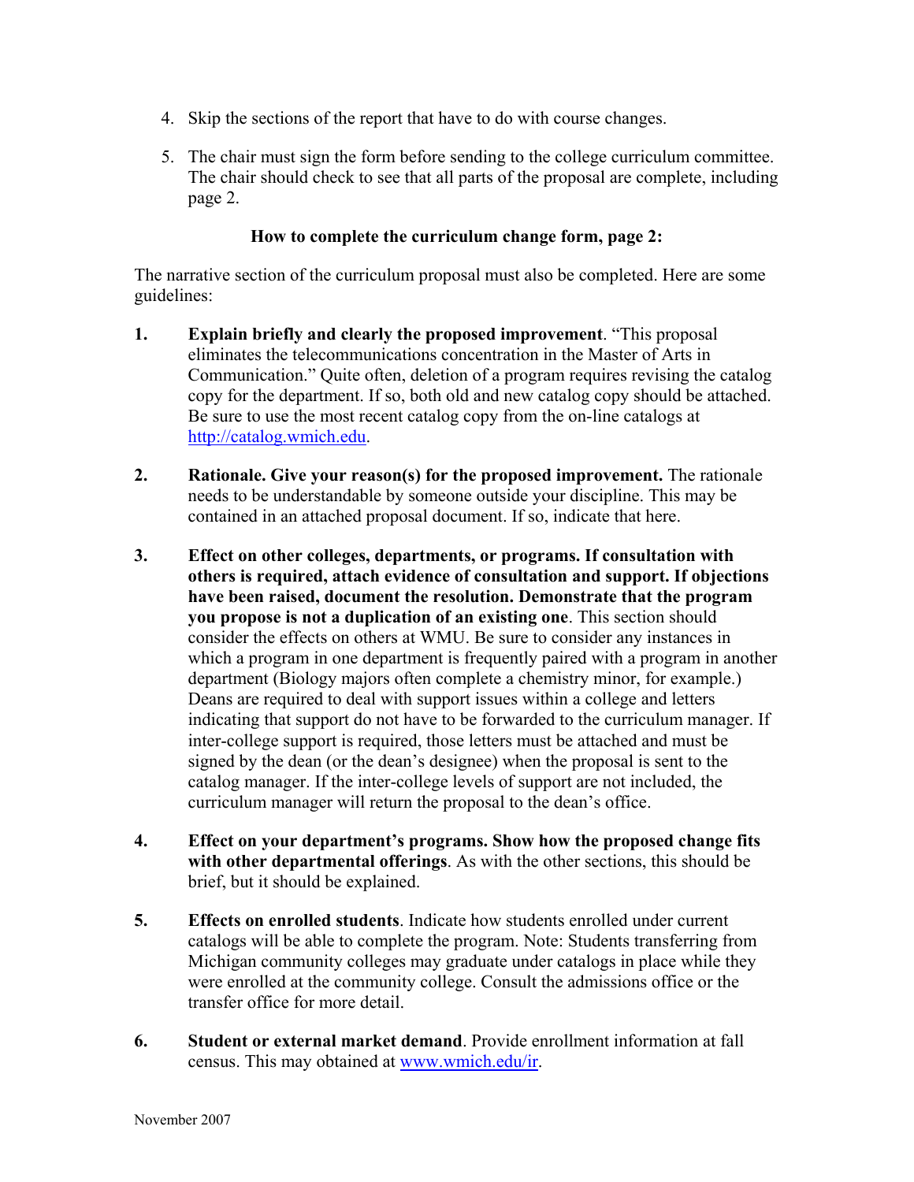4. Skip the sections of the report that have to do with course changes.

5. The chair must sign the form before sending to the college curriculum committee. The chair should check to see that all parts of the proposal are complete, including page 2.

**How to complete the curriculum change form, page 2:**

The narrative section of the curriculum proposal must also be completed. Here are some guidelines:

1. **Explain briefly and clearly the proposed improvement**. "This proposal eliminates the telecommunications concentration in the Master of Arts in Communication." Quite often, deletion of a program requires revising the catalog copy for the department. If so, both old and new catalog copy should be attached. Be sure to use the most recent catalog copy from the on-line catalogs at [http://catalog.wmich.edu](http://catalog.wmich.edu).

2. **Rationale. Give your reason(s) for the proposed improvement.** The rationale needs to be understandable by someone outside your discipline. This may be contained in an attached proposal document. If so, indicate that here.

3. **Effect on other colleges, departments, or programs. If consultation with others is required, attach evidence of consultation and support. If objections have been raised, document the resolution. Demonstrate that the program you propose is not a duplication of an existing one**. This section should consider the effects on others at WMU. Be sure to consider any instances in which a program in one department is frequently paired with a program in another department (Biology majors often complete a chemistry minor, for example.) Deans are required to deal with support issues within a college and letters indicating that support do not have to be forwarded to the curriculum manager. If inter-college support is required, those letters must be attached and must be signed by the dean (or the dean's designee) when the proposal is sent to the catalog manager. If the inter-college levels of support are not included, the curriculum manager will return the proposal to the dean's office.

4. **Effect on your department's programs. Show how the proposed change fits with other departmental offerings**. As with the other sections, this should be brief, but it should be explained.

5. **Effects on enrolled students**. Indicate how students enrolled under current catalogs will be able to complete the program. Note: Students transferring from Michigan community colleges may graduate under catalogs in place while they were enrolled at the community college. Consult the admissions office or the transfer office for more detail.

6. **Student or external market demand**. Provide enrollment information at fall census. This may obtained at [www.wmich.edu/ir](www.wmich.edu/ir).

November 2007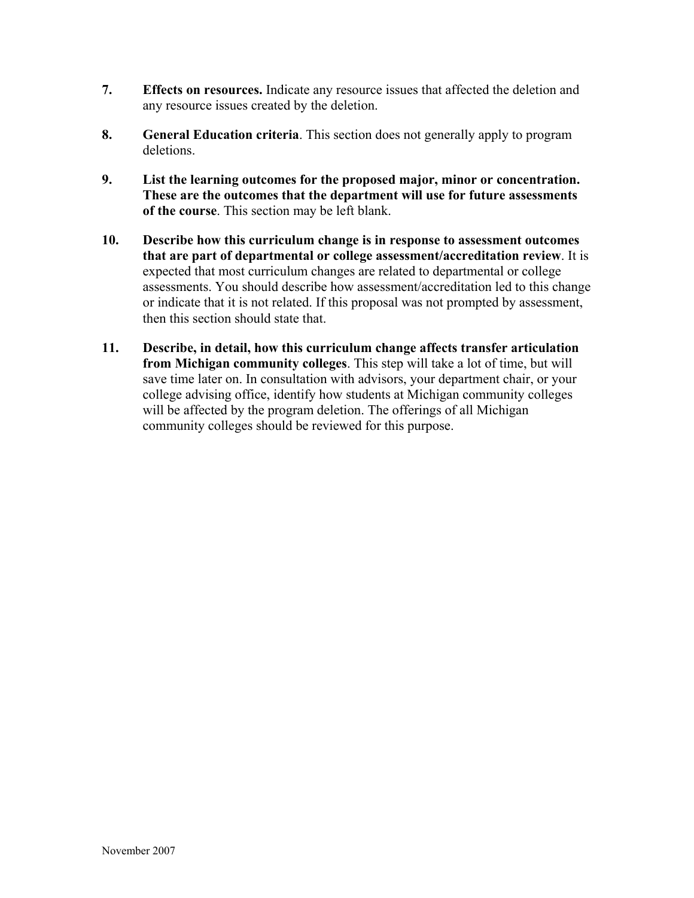7. **Effects on resources.** Indicate any resource issues that affected the deletion and any resource issues created by the deletion.

8. **General Education criteria**. This section does not generally apply to program deletions.

9. **List the learning outcomes for the proposed major, minor or concentration. These are the outcomes that the department will use for future assessments of the course**. This section may be left blank.

10. **Describe how this curriculum change is in response to assessment outcomes that are part of departmental or college assessment/accreditation review**. It is expected that most curriculum changes are related to departmental or college assessments. You should describe how assessment/accreditation led to this change or indicate that it is not related. If this proposal was not prompted by assessment, then this section should state that.

11. **Describe, in detail, how this curriculum change affects transfer articulation from Michigan community colleges**. This step will take a lot of time, but will save time later on. In consultation with advisors, your department chair, or your college advising office, identify how students at Michigan community colleges will be affected by the program deletion. The offerings of all Michigan community colleges should be reviewed for this purpose.